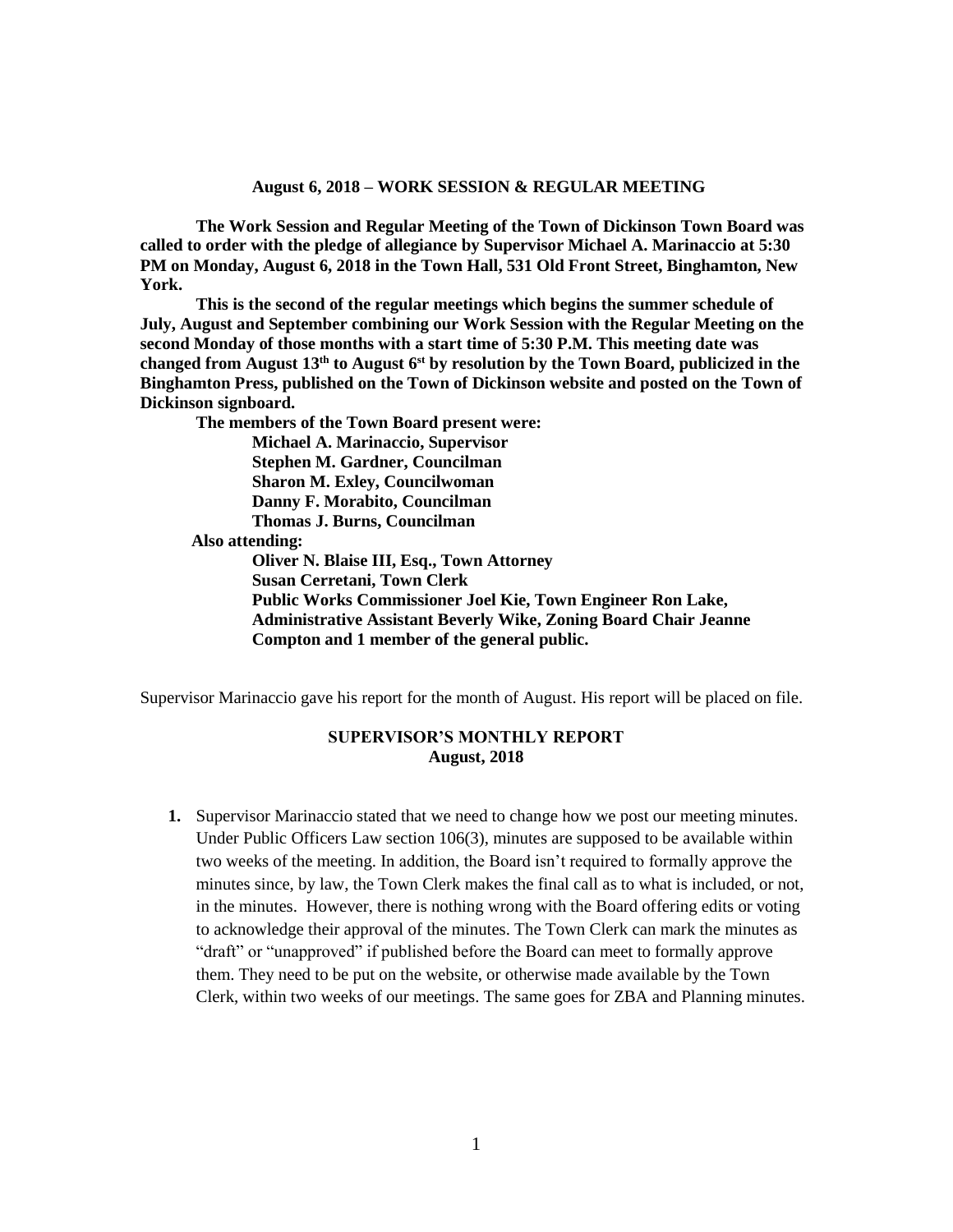**August 6, 2018 – WORK SESSION & REGULAR MEETING**

**The Work Session and Regular Meeting of the Town of Dickinson Town Board was called to order with the pledge of allegiance by Supervisor Michael A. Marinaccio at 5:30 PM on Monday, August 6, 2018 in the Town Hall, 531 Old Front Street, Binghamton, New York.**

**This is the second of the regular meetings which begins the summer schedule of July, August and September combining our Work Session with the Regular Meeting on the second Monday of those months with a start time of 5:30 P.M. This meeting date was changed from August 13th to August 6st by resolution by the Town Board, publicized in the Binghamton Press, published on the Town of Dickinson website and posted on the Town of Dickinson signboard.**

**The members of the Town Board present were:**

**Michael A. Marinaccio, Supervisor**
**Stephen M. Gardner, Councilman**
**Sharon M. Exley, Councilwoman**
**Danny F. Morabito, Councilman**
**Thomas J. Burns, Councilman**

**Also attending:**

**Oliver N. Blaise III, Esq., Town Attorney**
**Susan Cerretani, Town Clerk**
**Public Works Commissioner Joel Kie, Town Engineer Ron Lake, Administrative Assistant Beverly Wike, Zoning Board Chair Jeanne Compton and 1 member of the general public.**

Supervisor Marinaccio gave his report for the month of August. His report will be placed on file.

**SUPERVISOR'S MONTHLY REPORT**
**August, 2018**

1. Supervisor Marinaccio stated that we need to change how we post our meeting minutes. Under Public Officers Law section 106(3), minutes are supposed to be available within two weeks of the meeting. In addition, the Board isn't required to formally approve the minutes since, by law, the Town Clerk makes the final call as to what is included, or not, in the minutes. However, there is nothing wrong with the Board offering edits or voting to acknowledge their approval of the minutes. The Town Clerk can mark the minutes as "draft" or "unapproved" if published before the Board can meet to formally approve them. They need to be put on the website, or otherwise made available by the Town Clerk, within two weeks of our meetings. The same goes for ZBA and Planning minutes.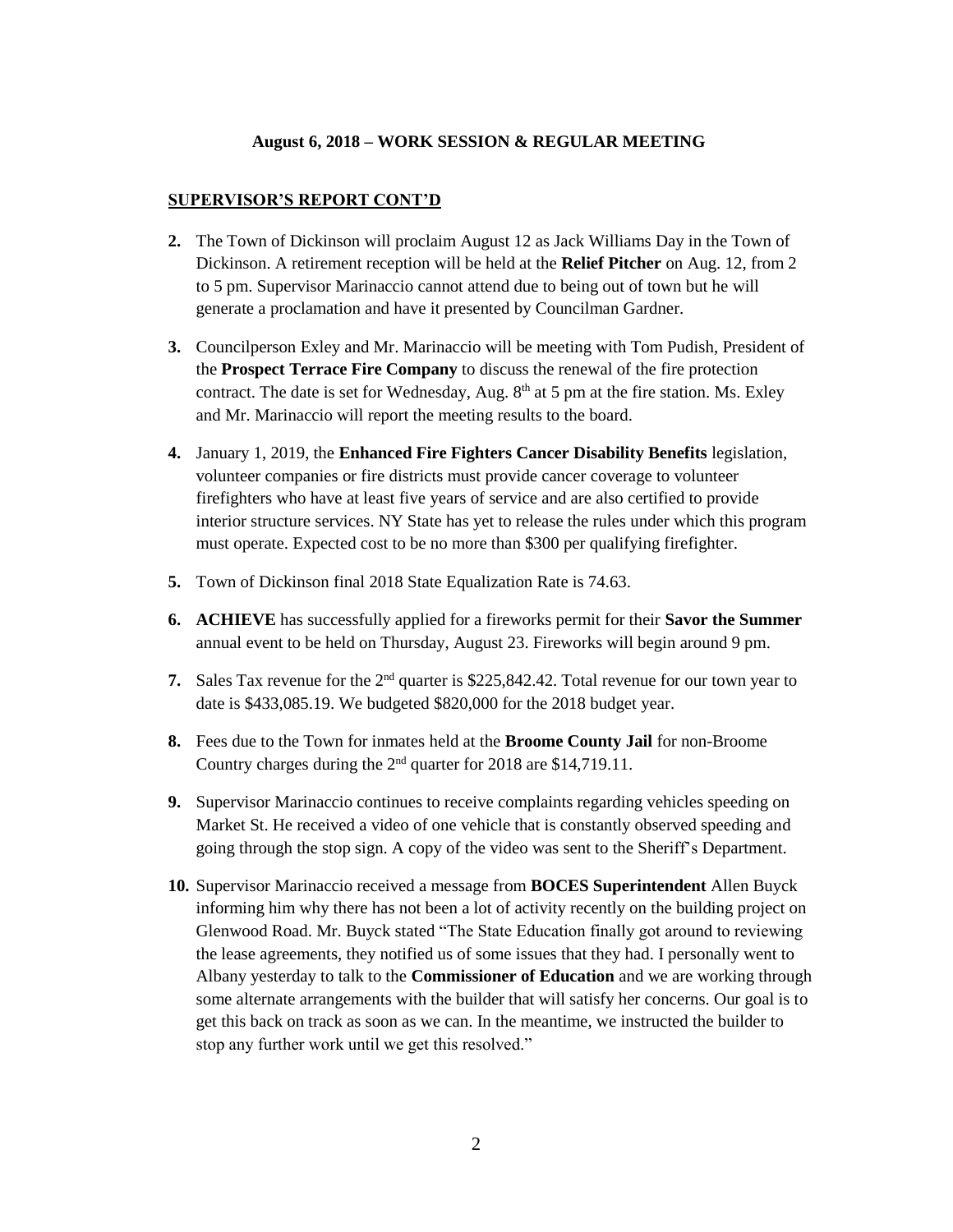**August 6, 2018 – WORK SESSION & REGULAR MEETING**

**SUPERVISOR'S REPORT CONT'D**

2. The Town of Dickinson will proclaim August 12 as Jack Williams Day in the Town of Dickinson. A retirement reception will be held at the **Relief Pitcher** on Aug. 12, from 2 to 5 pm. Supervisor Marinaccio cannot attend due to being out of town but he will generate a proclamation and have it presented by Councilman Gardner.

3. Councilperson Exley and Mr. Marinaccio will be meeting with Tom Pudish, President of the **Prospect Terrace Fire Company** to discuss the renewal of the fire protection contract. The date is set for Wednesday, Aug. 8th at 5 pm at the fire station. Ms. Exley and Mr. Marinaccio will report the meeting results to the board.

4. January 1, 2019, the **Enhanced Fire Fighters Cancer Disability Benefits** legislation, volunteer companies or fire districts must provide cancer coverage to volunteer firefighters who have at least five years of service and are also certified to provide interior structure services. NY State has yet to release the rules under which this program must operate. Expected cost to be no more than $300 per qualifying firefighter.

5. Town of Dickinson final 2018 State Equalization Rate is 74.63.

6. **ACHIEVE** has successfully applied for a fireworks permit for their **Savor the Summer** annual event to be held on Thursday, August 23. Fireworks will begin around 9 pm.

7. Sales Tax revenue for the 2nd quarter is $225,842.42. Total revenue for our town year to date is $433,085.19. We budgeted $820,000 for the 2018 budget year.

8. Fees due to the Town for inmates held at the **Broome County Jail** for non-Broome Country charges during the 2nd quarter for 2018 are $14,719.11.

9. Supervisor Marinaccio continues to receive complaints regarding vehicles speeding on Market St. He received a video of one vehicle that is constantly observed speeding and going through the stop sign. A copy of the video was sent to the Sheriff's Department.

10. Supervisor Marinaccio received a message from **BOCES Superintendent** Allen Buyck informing him why there has not been a lot of activity recently on the building project on Glenwood Road. Mr. Buyck stated "The State Education finally got around to reviewing the lease agreements, they notified us of some issues that they had. I personally went to Albany yesterday to talk to the **Commissioner of Education** and we are working through some alternate arrangements with the builder that will satisfy her concerns. Our goal is to get this back on track as soon as we can. In the meantime, we instructed the builder to stop any further work until we get this resolved."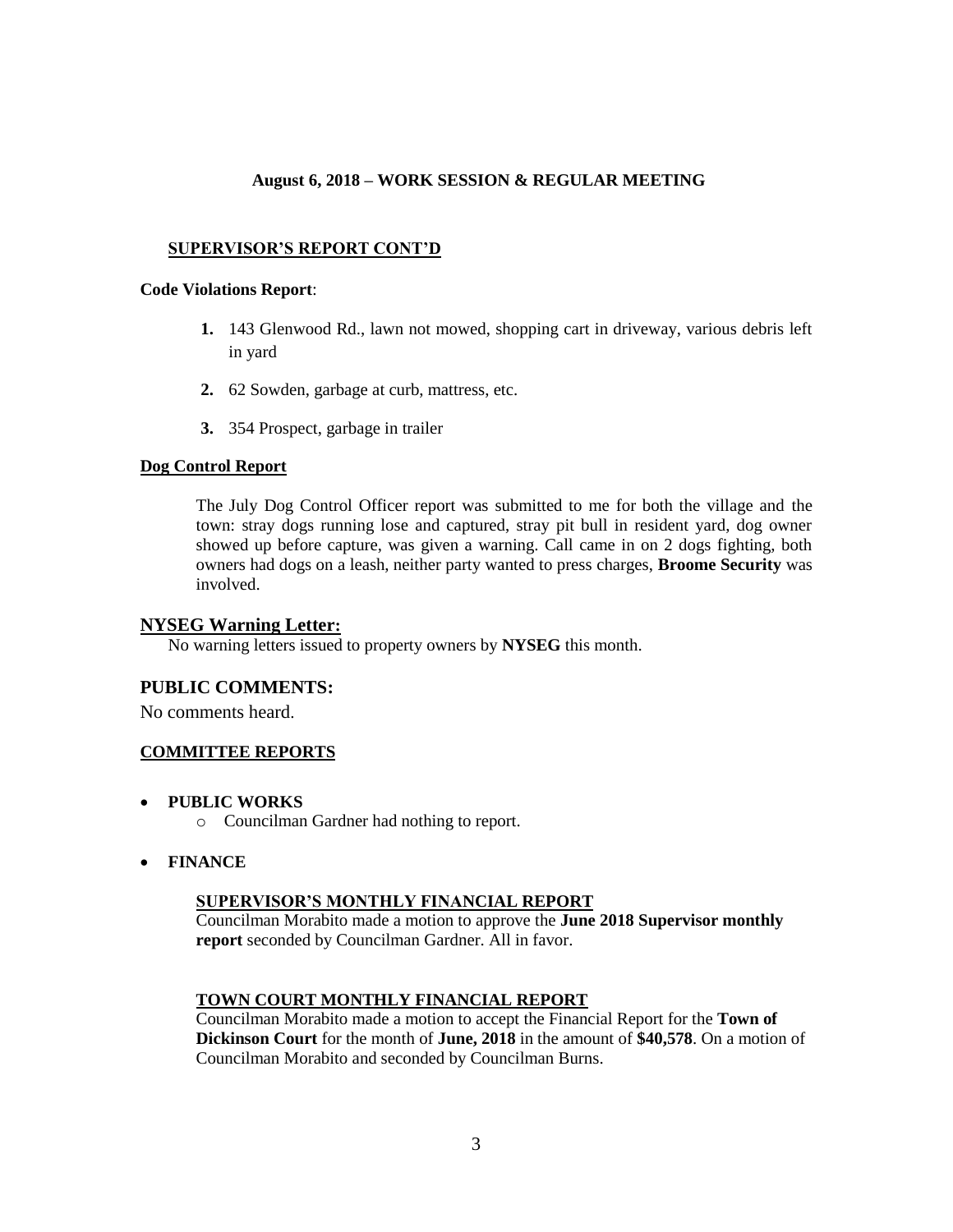**August 6, 2018 – WORK SESSION & REGULAR MEETING**

**SUPERVISOR'S REPORT CONT'D**

**Code Violations Report**:

1. 143 Glenwood Rd., lawn not mowed, shopping cart in driveway, various debris left in yard
2. 62 Sowden, garbage at curb, mattress, etc.
3. 354 Prospect, garbage in trailer

**Dog Control Report**

The July Dog Control Officer report was submitted to me for both the village and the town: stray dogs running lose and captured, stray pit bull in resident yard, dog owner showed up before capture, was given a warning. Call came in on 2 dogs fighting, both owners had dogs on a leash, neither party wanted to press charges, **Broome Security** was involved.

## NYSEG Warning Letter:

No warning letters issued to property owners by **NYSEG** this month.

## PUBLIC COMMENTS:

No comments heard.

**COMMITTEE REPORTS**

- **PUBLIC WORKS**
  - Councilman Gardner had nothing to report.
- **FINANCE**

**SUPERVISOR'S MONTHLY FINANCIAL REPORT**

Councilman Morabito made a motion to approve the **June 2018 Supervisor monthly report** seconded by Councilman Gardner. All in favor.

**TOWN COURT MONTHLY FINANCIAL REPORT**

Councilman Morabito made a motion to accept the Financial Report for the **Town of Dickinson Court** for the month of **June, 2018** in the amount of **$40,578**. On a motion of Councilman Morabito and seconded by Councilman Burns.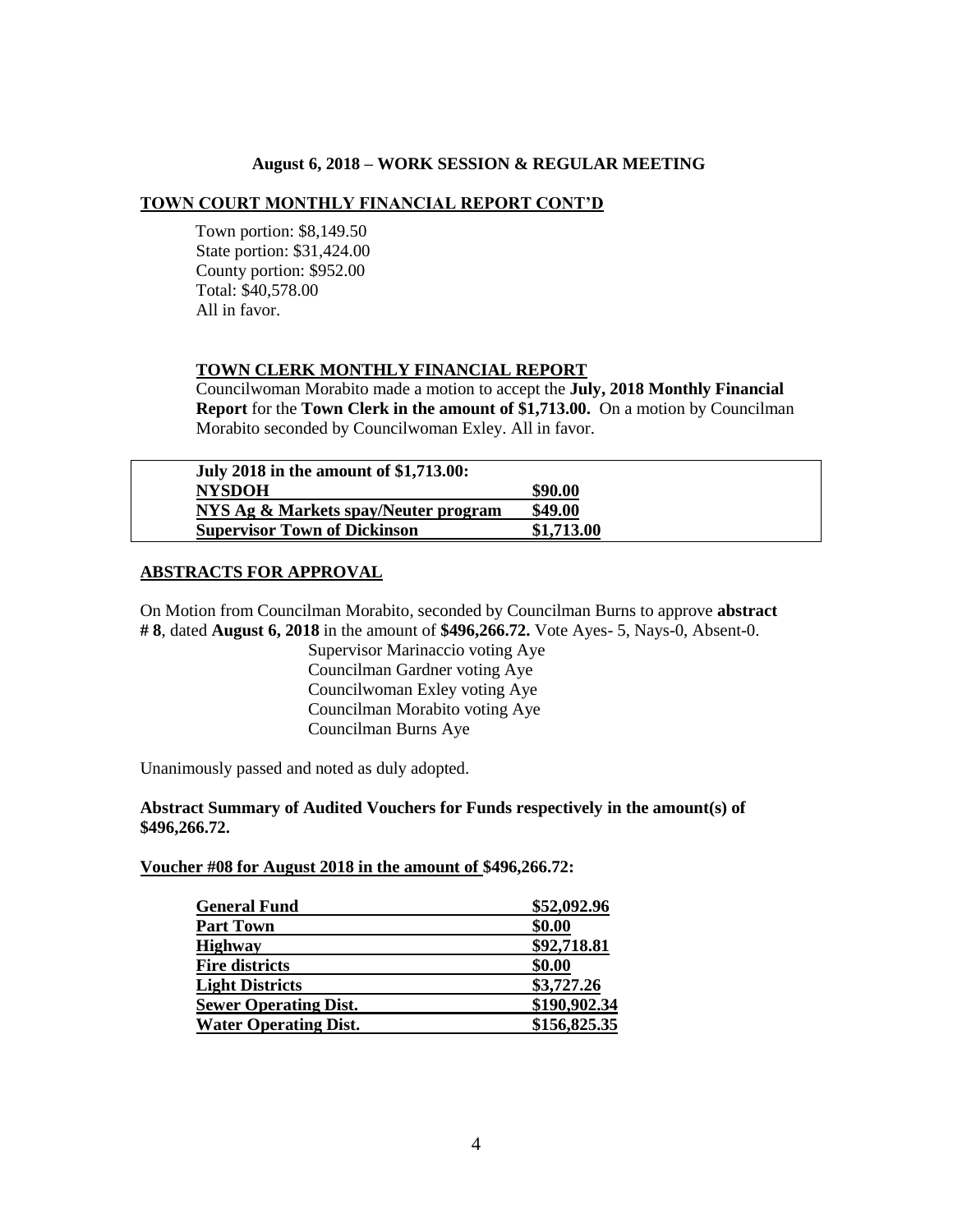**August 6, 2018 – WORK SESSION & REGULAR MEETING**

## TOWN COURT MONTHLY FINANCIAL REPORT CONT'D

Town portion: $8,149.50
State portion: $31,424.00
County portion: $952.00
Total: $40,578.00
All in favor.

## TOWN CLERK MONTHLY FINANCIAL REPORT

Councilwoman Morabito made a motion to accept the **July, 2018 Monthly Financial Report** for the **Town Clerk in the amount of $1,713.00.** On a motion by Councilman Morabito seconded by Councilwoman Exley. All in favor.

| July 2018 in the amount of $1,713.00: | |
|---|---|
| **NYSDOH** | **$90.00** |
| **NYS Ag & Markets spay/Neuter program** | **$49.00** |
| **Supervisor Town of Dickinson** | **$1,713.00** |

## ABSTRACTS FOR APPROVAL

On Motion from Councilman Morabito, seconded by Councilman Burns to approve **abstract # 8**, dated **August 6, 2018** in the amount of **$496,266.72.** Vote Ayes- 5, Nays-0, Absent-0.

Supervisor Marinaccio voting Aye
Councilman Gardner voting Aye
Councilwoman Exley voting Aye
Councilman Morabito voting Aye
Councilman Burns Aye

Unanimously passed and noted as duly adopted.

**Abstract Summary of Audited Vouchers for Funds respectively in the amount(s) of $496,266.72.**

**Voucher #08 for August 2018 in the amount of $496,266.72:**

| Fund | Amount |
|---|---|
| **General Fund** | **$52,092.96** |
| **Part Town** | **$0.00** |
| **Highway** | **$92,718.81** |
| **Fire districts** | **$0.00** |
| **Light Districts** | **$3,727.26** |
| **Sewer Operating Dist.** | **$190,902.34** |
| **Water Operating Dist.** | **$156,825.35** |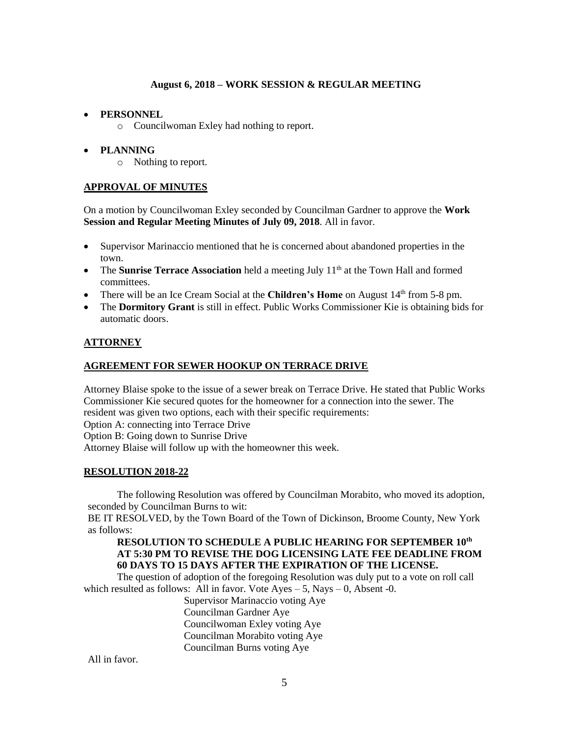**August 6, 2018 – WORK SESSION & REGULAR MEETING**

- **PERSONNEL**
  - Councilwoman Exley had nothing to report.
- **PLANNING**
  - Nothing to report.

## APPROVAL OF MINUTES

On a motion by Councilwoman Exley seconded by Councilman Gardner to approve the **Work Session and Regular Meeting Minutes of July 09, 2018**. All in favor.

- Supervisor Marinaccio mentioned that he is concerned about abandoned properties in the town.
- The **Sunrise Terrace Association** held a meeting July 11th at the Town Hall and formed committees.
- There will be an Ice Cream Social at the **Children's Home** on August 14th from 5-8 pm.
- The **Dormitory Grant** is still in effect. Public Works Commissioner Kie is obtaining bids for automatic doors.

## ATTORNEY

## AGREEMENT FOR SEWER HOOKUP ON TERRACE DRIVE

Attorney Blaise spoke to the issue of a sewer break on Terrace Drive. He stated that Public Works Commissioner Kie secured quotes for the homeowner for a connection into the sewer. The resident was given two options, each with their specific requirements:
Option A: connecting into Terrace Drive
Option B: Going down to Sunrise Drive
Attorney Blaise will follow up with the homeowner this week.

## RESOLUTION 2018-22

The following Resolution was offered by Councilman Morabito, who moved its adoption, seconded by Councilman Burns to wit:
BE IT RESOLVED, by the Town Board of the Town of Dickinson, Broome County, New York as follows:

**RESOLUTION TO SCHEDULE A PUBLIC HEARING FOR SEPTEMBER 10th AT 5:30 PM TO REVISE THE DOG LICENSING LATE FEE DEADLINE FROM 60 DAYS TO 15 DAYS AFTER THE EXPIRATION OF THE LICENSE.**

The question of adoption of the foregoing Resolution was duly put to a vote on roll call which resulted as follows: All in favor. Vote Ayes – 5, Nays – 0, Absent -0.

Supervisor Marinaccio voting Aye
Councilman Gardner Aye
Councilwoman Exley voting Aye
Councilman Morabito voting Aye
Councilman Burns voting Aye

All in favor.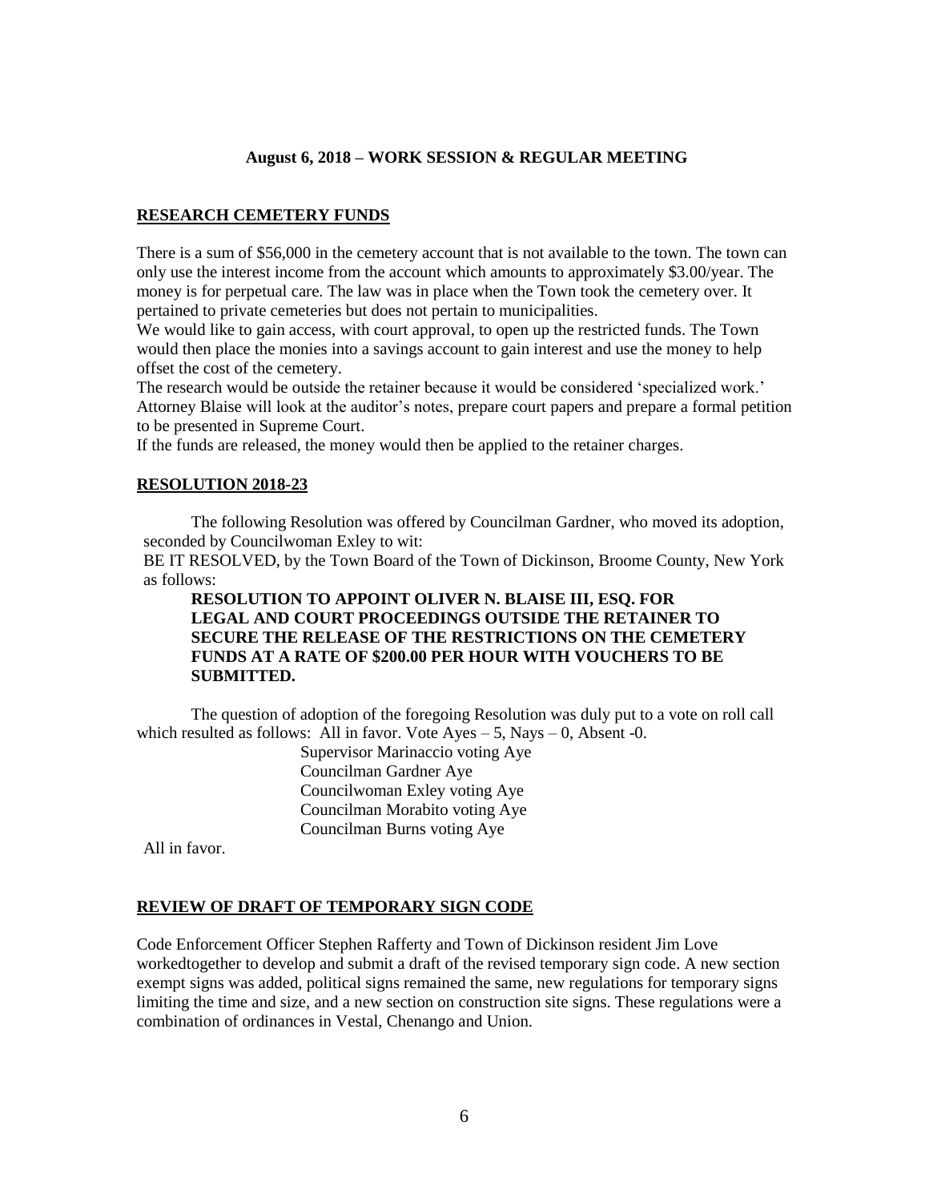**August 6, 2018 – WORK SESSION & REGULAR MEETING**

**RESEARCH CEMETERY FUNDS**

There is a sum of $56,000 in the cemetery account that is not available to the town. The town can only use the interest income from the account which amounts to approximately $3.00/year. The money is for perpetual care. The law was in place when the Town took the cemetery over. It pertained to private cemeteries but does not pertain to municipalities.

We would like to gain access, with court approval, to open up the restricted funds. The Town would then place the monies into a savings account to gain interest and use the money to help offset the cost of the cemetery.

The research would be outside the retainer because it would be considered 'specialized work.' Attorney Blaise will look at the auditor's notes, prepare court papers and prepare a formal petition to be presented in Supreme Court.

If the funds are released, the money would then be applied to the retainer charges.

**RESOLUTION 2018-23**

The following Resolution was offered by Councilman Gardner, who moved its adoption, seconded by Councilwoman Exley to wit:

BE IT RESOLVED, by the Town Board of the Town of Dickinson, Broome County, New York as follows:

**RESOLUTION TO APPOINT OLIVER N. BLAISE III, ESQ. FOR LEGAL AND COURT PROCEEDINGS OUTSIDE THE RETAINER TO SECURE THE RELEASE OF THE RESTRICTIONS ON THE CEMETERY FUNDS AT A RATE OF $200.00 PER HOUR WITH VOUCHERS TO BE SUBMITTED.**

The question of adoption of the foregoing Resolution was duly put to a vote on roll call which resulted as follows: All in favor. Vote Ayes – 5, Nays – 0, Absent -0.

Supervisor Marinaccio voting Aye
Councilman Gardner Aye
Councilwoman Exley voting Aye
Councilman Morabito voting Aye
Councilman Burns voting Aye

All in favor.

**REVIEW OF DRAFT OF TEMPORARY SIGN CODE**

Code Enforcement Officer Stephen Rafferty and Town of Dickinson resident Jim Love workedtogether to develop and submit a draft of the revised temporary sign code. A new section exempt signs was added, political signs remained the same, new regulations for temporary signs limiting the time and size, and a new section on construction site signs. These regulations were a combination of ordinances in Vestal, Chenango and Union.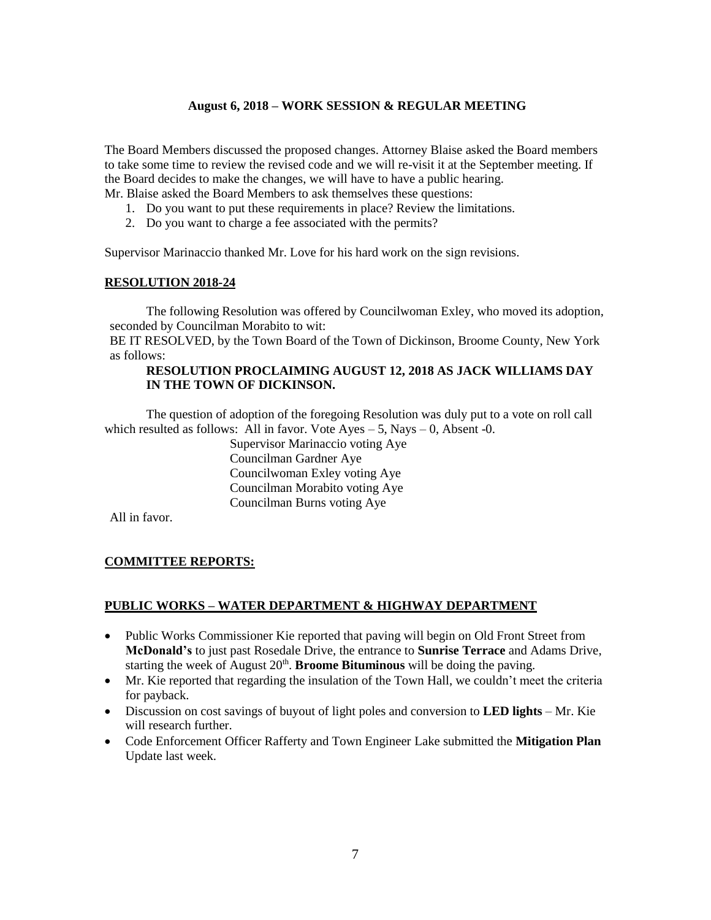**August 6, 2018 – WORK SESSION & REGULAR MEETING**

The Board Members discussed the proposed changes. Attorney Blaise asked the Board members to take some time to review the revised code and we will re-visit it at the September meeting. If the Board decides to make the changes, we will have to have a public hearing.
Mr. Blaise asked the Board Members to ask themselves these questions:

1. Do you want to put these requirements in place? Review the limitations.
2. Do you want to charge a fee associated with the permits?

Supervisor Marinaccio thanked Mr. Love for his hard work on the sign revisions.

## RESOLUTION 2018-24

The following Resolution was offered by Councilwoman Exley, who moved its adoption, seconded by Councilman Morabito to wit:
BE IT RESOLVED, by the Town Board of the Town of Dickinson, Broome County, New York as follows:

**RESOLUTION PROCLAIMING AUGUST 12, 2018 AS JACK WILLIAMS DAY IN THE TOWN OF DICKINSON.**

The question of adoption of the foregoing Resolution was duly put to a vote on roll call which resulted as follows: All in favor. Vote Ayes – 5, Nays – 0, Absent -0.

Supervisor Marinaccio voting Aye
Councilman Gardner Aye
Councilwoman Exley voting Aye
Councilman Morabito voting Aye
Councilman Burns voting Aye

All in favor.

## COMMITTEE REPORTS:

## PUBLIC WORKS – WATER DEPARTMENT & HIGHWAY DEPARTMENT

- Public Works Commissioner Kie reported that paving will begin on Old Front Street from **McDonald's** to just past Rosedale Drive, the entrance to **Sunrise Terrace** and Adams Drive, starting the week of August 20th. **Broome Bituminous** will be doing the paving.
- Mr. Kie reported that regarding the insulation of the Town Hall, we couldn't meet the criteria for payback.
- Discussion on cost savings of buyout of light poles and conversion to **LED lights** – Mr. Kie will research further.
- Code Enforcement Officer Rafferty and Town Engineer Lake submitted the **Mitigation Plan** Update last week.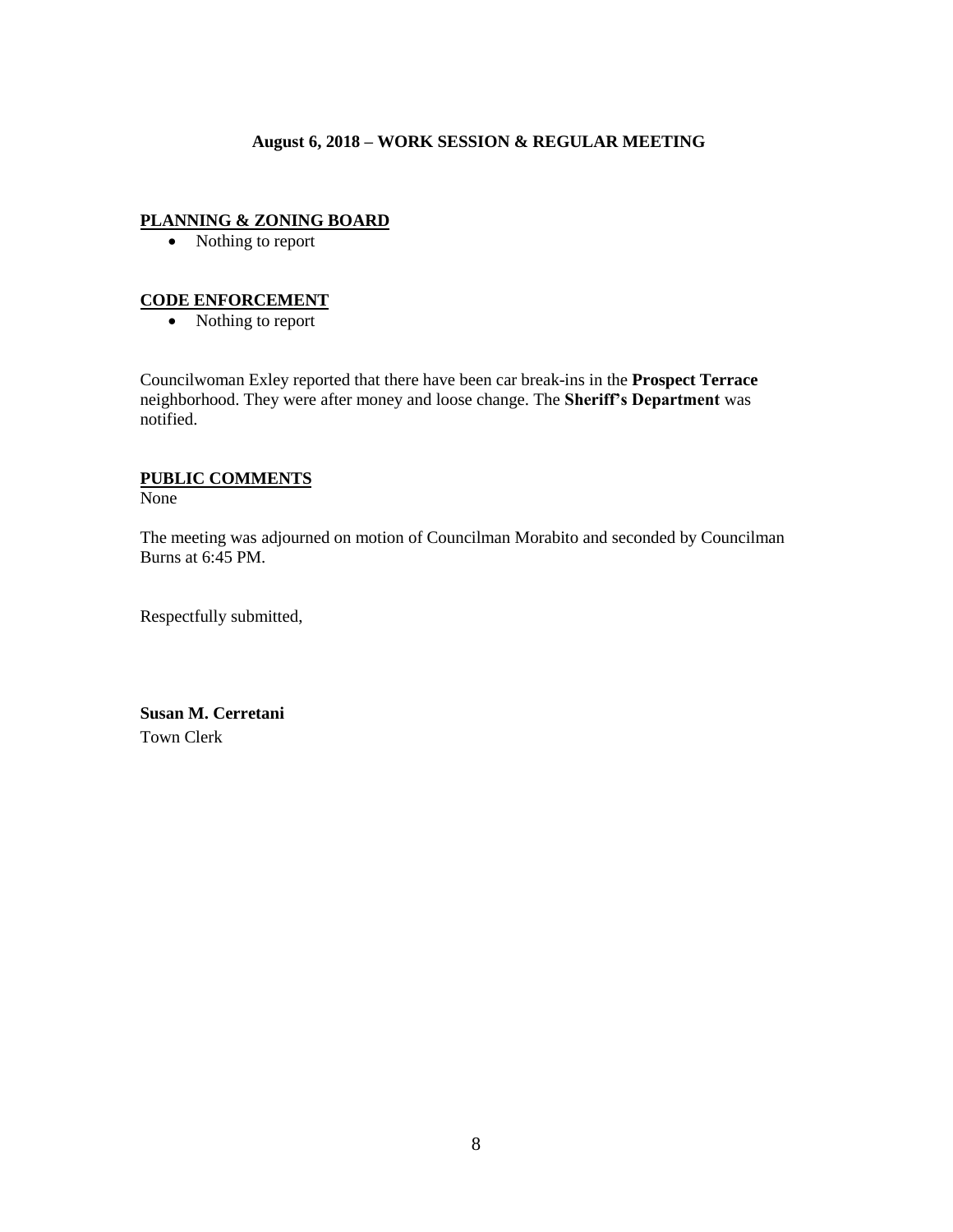**August 6, 2018 – WORK SESSION & REGULAR MEETING**

**PLANNING & ZONING BOARD**

- Nothing to report

**CODE ENFORCEMENT**

- Nothing to report

Councilwoman Exley reported that there have been car break-ins in the **Prospect Terrace** neighborhood. They were after money and loose change. The **Sheriff's Department** was notified.

**PUBLIC COMMENTS**

None

The meeting was adjourned on motion of Councilman Morabito and seconded by Councilman Burns at 6:45 PM.

Respectfully submitted,

**Susan M. Cerretani**
Town Clerk